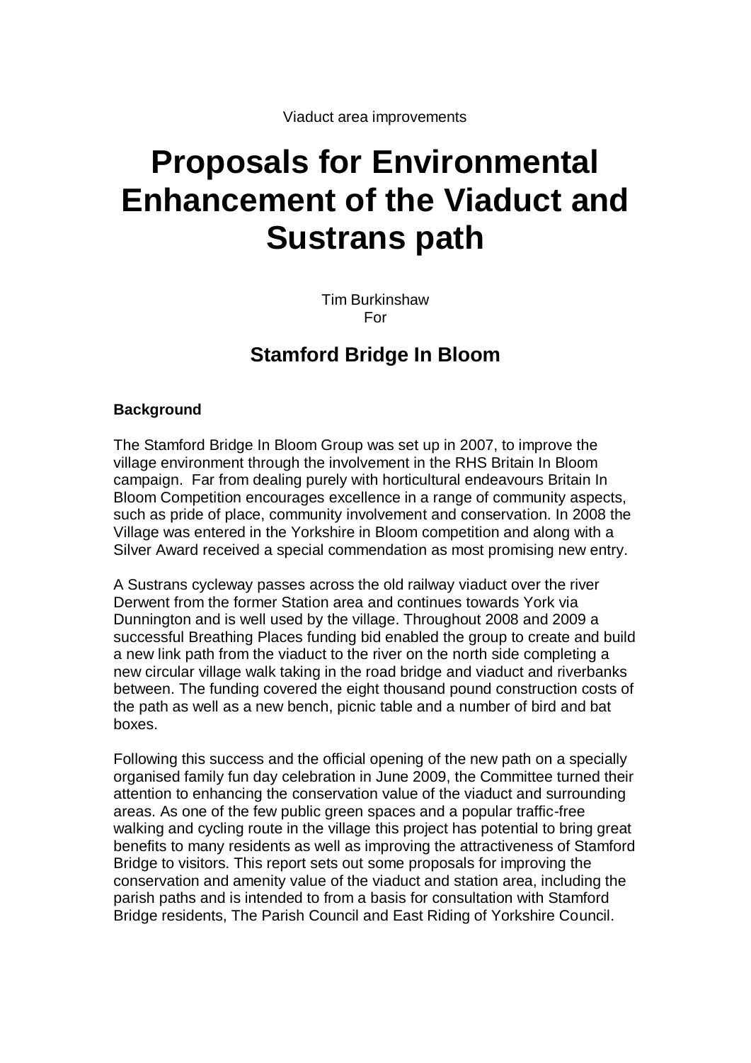Viaduct area improvements

# Proposals for Environmental Enhancement of the Viaduct and Sustrans path

Tim Burkinshaw
For

## Stamford Bridge In Bloom

**Background**

The Stamford Bridge In Bloom Group was set up in 2007, to improve the village environment through the involvement in the RHS Britain In Bloom campaign. Far from dealing purely with horticultural endeavours Britain In Bloom Competition encourages excellence in a range of community aspects, such as pride of place, community involvement and conservation. In 2008 the Village was entered in the Yorkshire in Bloom competition and along with a Silver Award received a special commendation as most promising new entry.

A Sustrans cycleway passes across the old railway viaduct over the river Derwent from the former Station area and continues towards York via Dunnington and is well used by the village. Throughout 2008 and 2009 a successful Breathing Places funding bid enabled the group to create and build a new link path from the viaduct to the river on the north side completing a new circular village walk taking in the road bridge and viaduct and riverbanks between. The funding covered the eight thousand pound construction costs of the path as well as a new bench, picnic table and a number of bird and bat boxes.

Following this success and the official opening of the new path on a specially organised family fun day celebration in June 2009, the Committee turned their attention to enhancing the conservation value of the viaduct and surrounding areas. As one of the few public green spaces and a popular traffic-free walking and cycling route in the village this project has potential to bring great benefits to many residents as well as improving the attractiveness of Stamford Bridge to visitors. This report sets out some proposals for improving the conservation and amenity value of the viaduct and station area, including the parish paths and is intended to from a basis for consultation with Stamford Bridge residents, The Parish Council and East Riding of Yorkshire Council.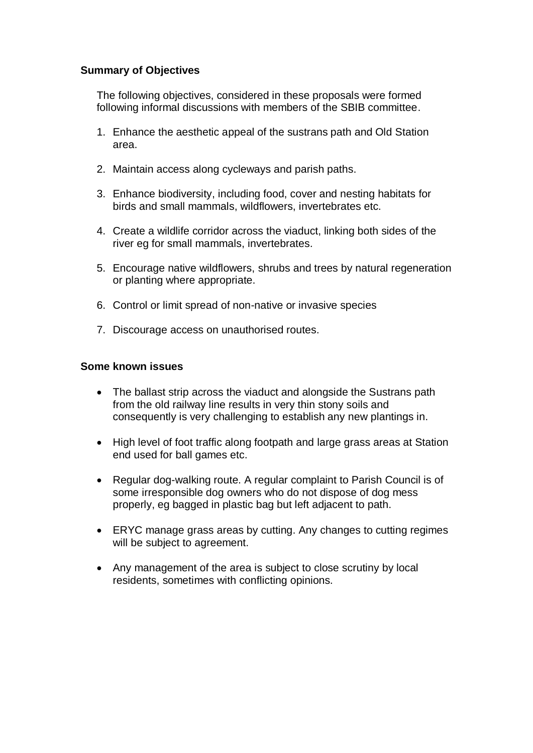**Summary of Objectives**

The following objectives, considered in these proposals were formed following informal discussions with members of the SBIB committee.

1. Enhance the aesthetic appeal of the sustrans path and Old Station area.

2. Maintain access along cycleways and parish paths.

3. Enhance biodiversity, including food, cover and nesting habitats for birds and small mammals, wildflowers, invertebrates etc.

4. Create a wildlife corridor across the viaduct, linking both sides of the river eg for small mammals, invertebrates.

5. Encourage native wildflowers, shrubs and trees by natural regeneration or planting where appropriate.

6. Control or limit spread of non-native or invasive species

7. Discourage access on unauthorised routes.

**Some known issues**

- The ballast strip across the viaduct and alongside the Sustrans path from the old railway line results in very thin stony soils and consequently is very challenging to establish any new plantings in.

- High level of foot traffic along footpath and large grass areas at Station end used for ball games etc.

- Regular dog-walking route. A regular complaint to Parish Council is of some irresponsible dog owners who do not dispose of dog mess properly, eg bagged in plastic bag but left adjacent to path.

- ERYC manage grass areas by cutting. Any changes to cutting regimes will be subject to agreement.

- Any management of the area is subject to close scrutiny by local residents, sometimes with conflicting opinions.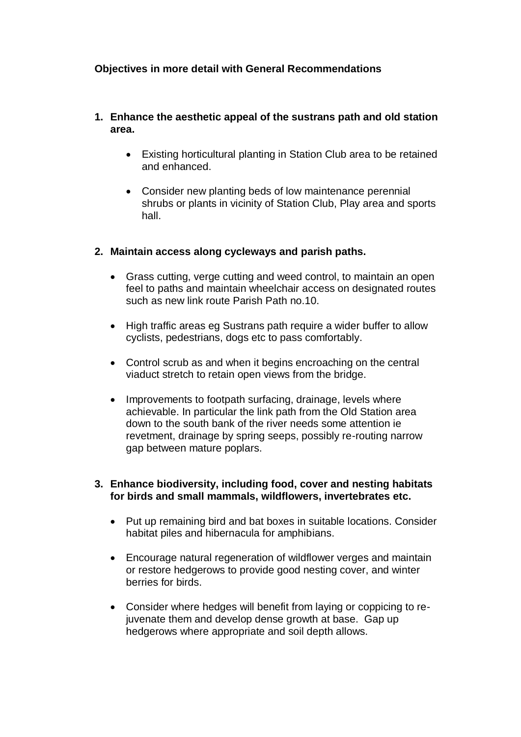**Objectives in more detail with General Recommendations**

1. **Enhance the aesthetic appeal of the sustrans path and old station area.**

    - Existing horticultural planting in Station Club area to be retained and enhanced.
    - Consider new planting beds of low maintenance perennial shrubs or plants in vicinity of Station Club, Play area and sports hall.

2. **Maintain access along cycleways and parish paths.**

    - Grass cutting, verge cutting and weed control, to maintain an open feel to paths and maintain wheelchair access on designated routes such as new link route Parish Path no.10.
    - High traffic areas eg Sustrans path require a wider buffer to allow cyclists, pedestrians, dogs etc to pass comfortably.
    - Control scrub as and when it begins encroaching on the central viaduct stretch to retain open views from the bridge.
    - Improvements to footpath surfacing, drainage, levels where achievable. In particular the link path from the Old Station area down to the south bank of the river needs some attention ie revetment, drainage by spring seeps, possibly re-routing narrow gap between mature poplars.

3. **Enhance biodiversity, including food, cover and nesting habitats for birds and small mammals, wildflowers, invertebrates etc.**

    - Put up remaining bird and bat boxes in suitable locations. Consider habitat piles and hibernacula for amphibians.
    - Encourage natural regeneration of wildflower verges and maintain or restore hedgerows to provide good nesting cover, and winter berries for birds.
    - Consider where hedges will benefit from laying or coppicing to re-juvenate them and develop dense growth at base. Gap up hedgerows where appropriate and soil depth allows.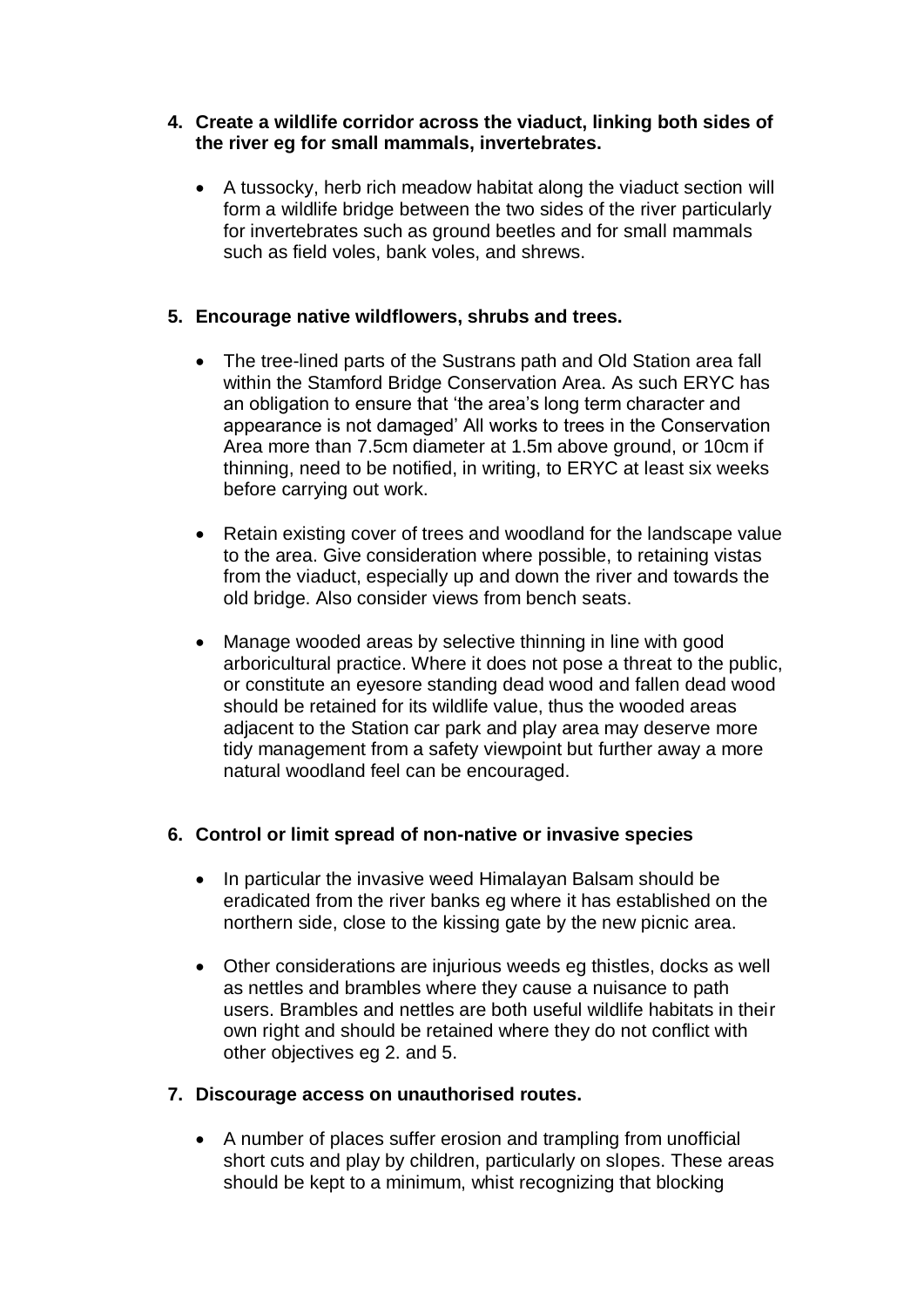4. **Create a wildlife corridor across the viaduct, linking both sides of the river eg for small mammals, invertebrates.**

    - A tussocky, herb rich meadow habitat along the viaduct section will form a wildlife bridge between the two sides of the river particularly for invertebrates such as ground beetles and for small mammals such as field voles, bank voles, and shrews.

5. **Encourage native wildflowers, shrubs and trees.**

    - The tree-lined parts of the Sustrans path and Old Station area fall within the Stamford Bridge Conservation Area. As such ERYC has an obligation to ensure that 'the area's long term character and appearance is not damaged' All works to trees in the Conservation Area more than 7.5cm diameter at 1.5m above ground, or 10cm if thinning, need to be notified, in writing, to ERYC at least six weeks before carrying out work.

    - Retain existing cover of trees and woodland for the landscape value to the area. Give consideration where possible, to retaining vistas from the viaduct, especially up and down the river and towards the old bridge. Also consider views from bench seats.

    - Manage wooded areas by selective thinning in line with good arboricultural practice. Where it does not pose a threat to the public, or constitute an eyesore standing dead wood and fallen dead wood should be retained for its wildlife value, thus the wooded areas adjacent to the Station car park and play area may deserve more tidy management from a safety viewpoint but further away a more natural woodland feel can be encouraged.

6. **Control or limit spread of non-native or invasive species**

    - In particular the invasive weed Himalayan Balsam should be eradicated from the river banks eg where it has established on the northern side, close to the kissing gate by the new picnic area.

    - Other considerations are injurious weeds eg thistles, docks as well as nettles and brambles where they cause a nuisance to path users. Brambles and nettles are both useful wildlife habitats in their own right and should be retained where they do not conflict with other objectives eg 2. and 5.

7. **Discourage access on unauthorised routes.**

    - A number of places suffer erosion and trampling from unofficial short cuts and play by children, particularly on slopes. These areas should be kept to a minimum, whist recognizing that blocking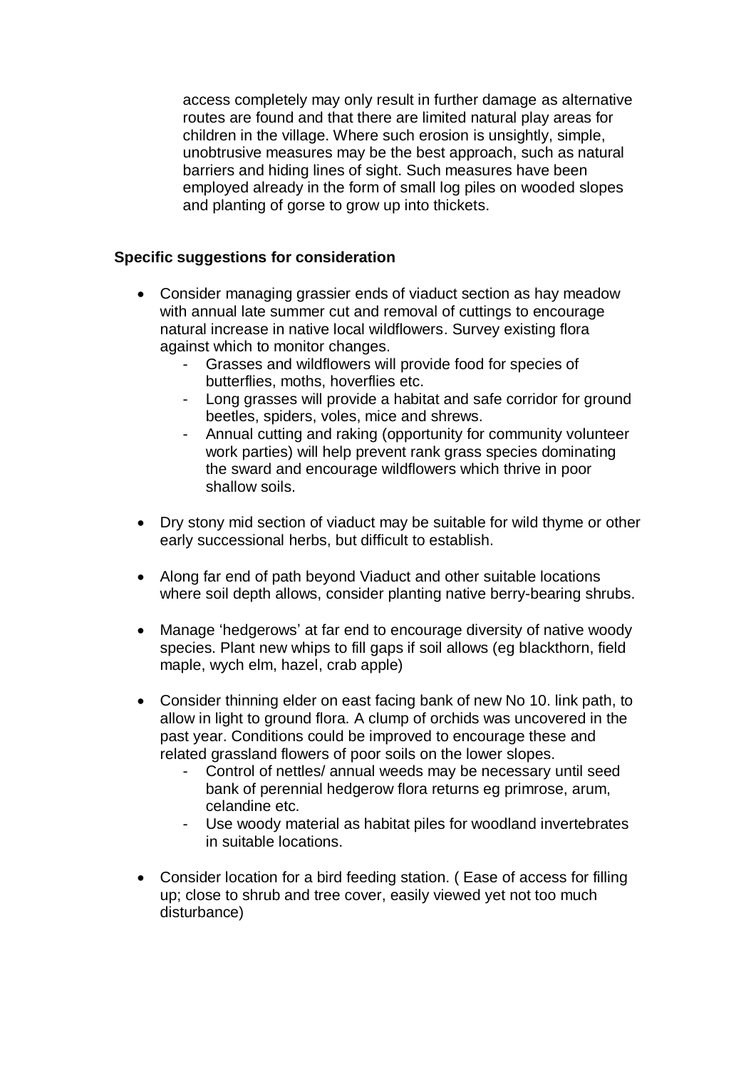access completely may only result in further damage as alternative routes are found and that there are limited natural play areas for children in the village. Where such erosion is unsightly, simple, unobtrusive measures may be the best approach, such as natural barriers and hiding lines of sight. Such measures have been employed already in the form of small log piles on wooded slopes and planting of gorse to grow up into thickets.

**Specific suggestions for consideration**

- Consider managing grassier ends of viaduct section as hay meadow with annual late summer cut and removal of cuttings to encourage natural increase in native local wildflowers. Survey existing flora against which to monitor changes.
    - Grasses and wildflowers will provide food for species of butterflies, moths, hoverflies etc.
    - Long grasses will provide a habitat and safe corridor for ground beetles, spiders, voles, mice and shrews.
    - Annual cutting and raking (opportunity for community volunteer work parties) will help prevent rank grass species dominating the sward and encourage wildflowers which thrive in poor shallow soils.
- Dry stony mid section of viaduct may be suitable for wild thyme or other early successional herbs, but difficult to establish.
- Along far end of path beyond Viaduct and other suitable locations where soil depth allows, consider planting native berry-bearing shrubs.
- Manage 'hedgerows' at far end to encourage diversity of native woody species. Plant new whips to fill gaps if soil allows (eg blackthorn, field maple, wych elm, hazel, crab apple)
- Consider thinning elder on east facing bank of new No 10. link path, to allow in light to ground flora. A clump of orchids was uncovered in the past year. Conditions could be improved to encourage these and related grassland flowers of poor soils on the lower slopes.
    - Control of nettles/ annual weeds may be necessary until seed bank of perennial hedgerow flora returns eg primrose, arum, celandine etc.
    - Use woody material as habitat piles for woodland invertebrates in suitable locations.
- Consider location for a bird feeding station. ( Ease of access for filling up; close to shrub and tree cover, easily viewed yet not too much disturbance)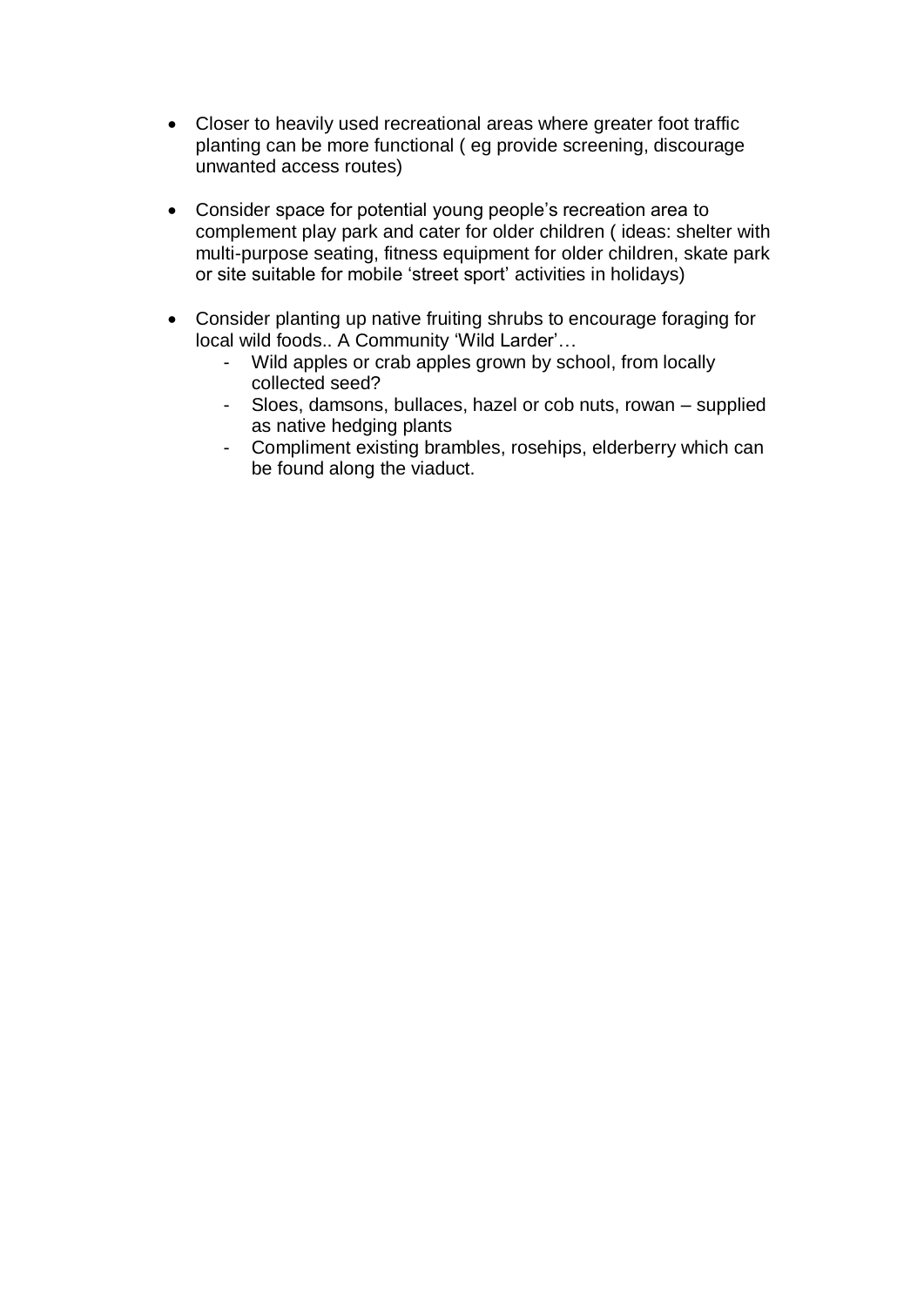- Closer to heavily used recreational areas where greater foot traffic planting can be more functional ( eg provide screening, discourage unwanted access routes)

- Consider space for potential young people's recreation area to complement play park and cater for older children ( ideas: shelter with multi-purpose seating, fitness equipment for older children, skate park or site suitable for mobile 'street sport' activities in holidays)

- Consider planting up native fruiting shrubs to encourage foraging for local wild foods.. A Community 'Wild Larder'…
    - Wild apples or crab apples grown by school, from locally collected seed?
    - Sloes, damsons, bullaces, hazel or cob nuts, rowan – supplied as native hedging plants
    - Compliment existing brambles, rosehips, elderberry which can be found along the viaduct.